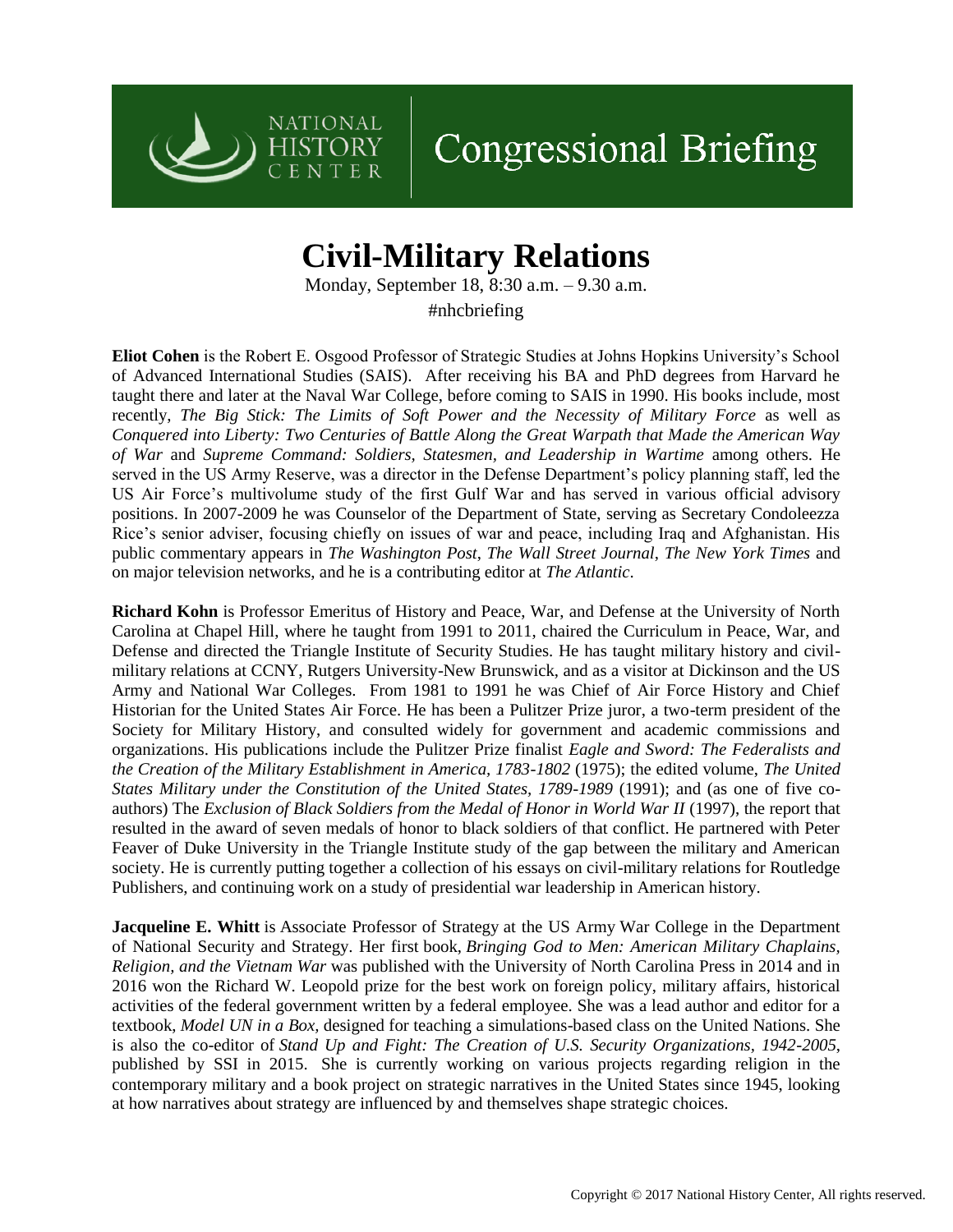NATIONAL HISTORY CENTER

Congressional Briefing

# Civil-Military Relations

Monday, September 18, 8:30 a.m. – 9.30 a.m.

#nhcbriefing

**Eliot Cohen** is the Robert E. Osgood Professor of Strategic Studies at Johns Hopkins University's School of Advanced International Studies (SAIS). After receiving his BA and PhD degrees from Harvard he taught there and later at the Naval War College, before coming to SAIS in 1990. His books include, most recently, *The Big Stick: The Limits of Soft Power and the Necessity of Military Force* as well as *Conquered into Liberty: Two Centuries of Battle Along the Great Warpath that Made the American Way of War* and *Supreme Command: Soldiers, Statesmen, and Leadership in Wartime* among others. He served in the US Army Reserve, was a director in the Defense Department's policy planning staff, led the US Air Force's multivolume study of the first Gulf War and has served in various official advisory positions. In 2007-2009 he was Counselor of the Department of State, serving as Secretary Condoleezza Rice's senior adviser, focusing chiefly on issues of war and peace, including Iraq and Afghanistan. His public commentary appears in *The Washington Post*, *The Wall Street Journal*, *The New York Times* and on major television networks, and he is a contributing editor at *The Atlantic*.

**Richard Kohn** is Professor Emeritus of History and Peace, War, and Defense at the University of North Carolina at Chapel Hill, where he taught from 1991 to 2011, chaired the Curriculum in Peace, War, and Defense and directed the Triangle Institute of Security Studies. He has taught military history and civil-military relations at CCNY, Rutgers University-New Brunswick, and as a visitor at Dickinson and the US Army and National War Colleges. From 1981 to 1991 he was Chief of Air Force History and Chief Historian for the United States Air Force. He has been a Pulitzer Prize juror, a two-term president of the Society for Military History, and consulted widely for government and academic commissions and organizations. His publications include the Pulitzer Prize finalist *Eagle and Sword: The Federalists and the Creation of the Military Establishment in America, 1783-1802* (1975); the edited volume, *The United States Military under the Constitution of the United States, 1789-1989* (1991); and (as one of five co-authors) The *Exclusion of Black Soldiers from the Medal of Honor in World War II* (1997), the report that resulted in the award of seven medals of honor to black soldiers of that conflict. He partnered with Peter Feaver of Duke University in the Triangle Institute study of the gap between the military and American society. He is currently putting together a collection of his essays on civil-military relations for Routledge Publishers, and continuing work on a study of presidential war leadership in American history.

**Jacqueline E. Whitt** is Associate Professor of Strategy at the US Army War College in the Department of National Security and Strategy. Her first book, *Bringing God to Men: American Military Chaplains, Religion, and the Vietnam War* was published with the University of North Carolina Press in 2014 and in 2016 won the Richard W. Leopold prize for the best work on foreign policy, military affairs, historical activities of the federal government written by a federal employee. She was a lead author and editor for a textbook, *Model UN in a Box,* designed for teaching a simulations-based class on the United Nations. She is also the co-editor of *Stand Up and Fight: The Creation of U.S. Security Organizations, 1942-2005*, published by SSI in 2015. She is currently working on various projects regarding religion in the contemporary military and a book project on strategic narratives in the United States since 1945, looking at how narratives about strategy are influenced by and themselves shape strategic choices.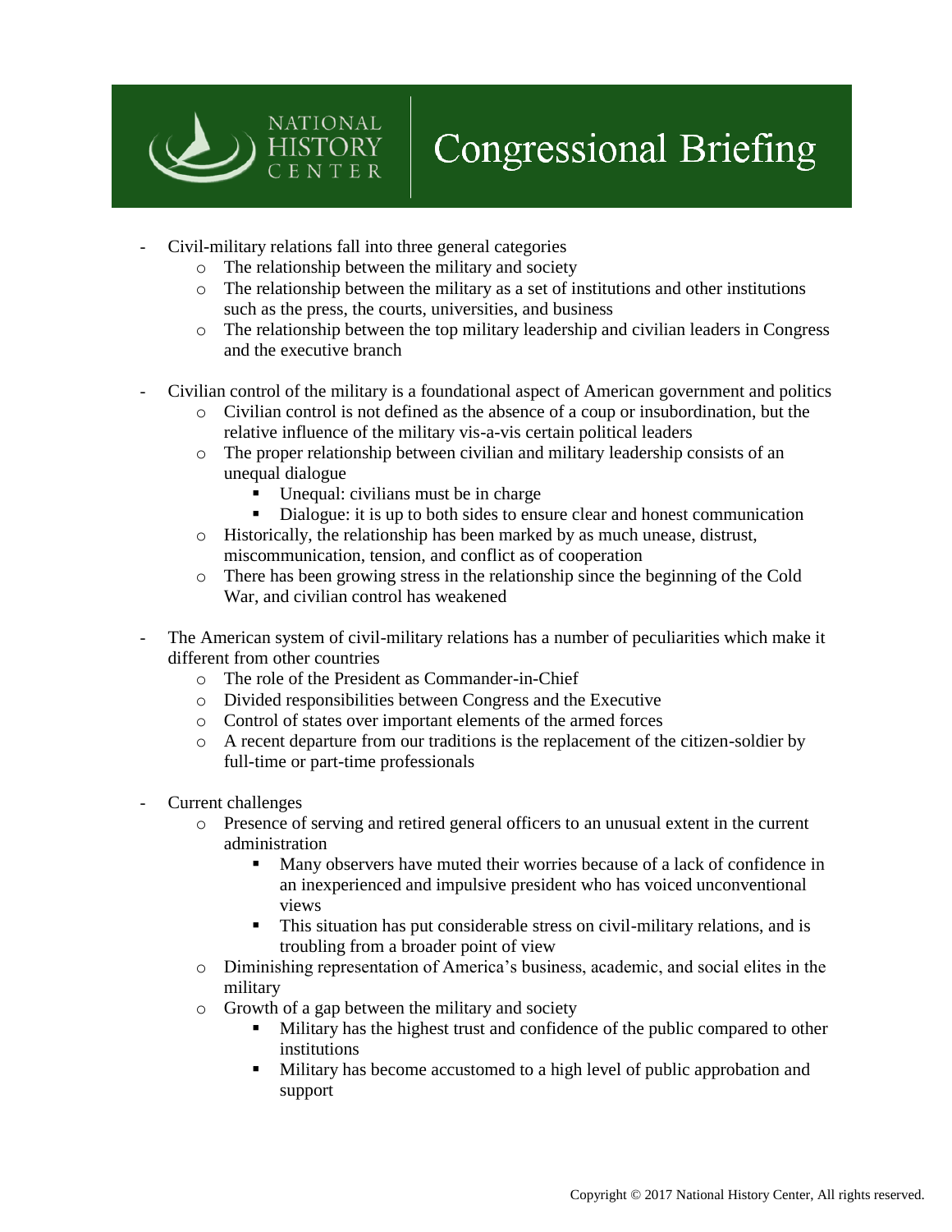- Civil-military relations fall into three general categories
  - The relationship between the military and society
  - The relationship between the military as a set of institutions and other institutions such as the press, the courts, universities, and business
  - The relationship between the top military leadership and civilian leaders in Congress and the executive branch

- Civilian control of the military is a foundational aspect of American government and politics
  - Civilian control is not defined as the absence of a coup or insubordination, but the relative influence of the military vis-a-vis certain political leaders
  - The proper relationship between civilian and military leadership consists of an unequal dialogue
    - Unequal: civilians must be in charge
    - Dialogue: it is up to both sides to ensure clear and honest communication
  - Historically, the relationship has been marked by as much unease, distrust, miscommunication, tension, and conflict as of cooperation
  - There has been growing stress in the relationship since the beginning of the Cold War, and civilian control has weakened

- The American system of civil-military relations has a number of peculiarities which make it different from other countries
  - The role of the President as Commander-in-Chief
  - Divided responsibilities between Congress and the Executive
  - Control of states over important elements of the armed forces
  - A recent departure from our traditions is the replacement of the citizen-soldier by full-time or part-time professionals

- Current challenges
  - Presence of serving and retired general officers to an unusual extent in the current administration
    - Many observers have muted their worries because of a lack of confidence in an inexperienced and impulsive president who has voiced unconventional views
    - This situation has put considerable stress on civil-military relations, and is troubling from a broader point of view
  - Diminishing representation of America's business, academic, and social elites in the military
  - Growth of a gap between the military and society
    - Military has the highest trust and confidence of the public compared to other institutions
    - Military has become accustomed to a high level of public approbation and support